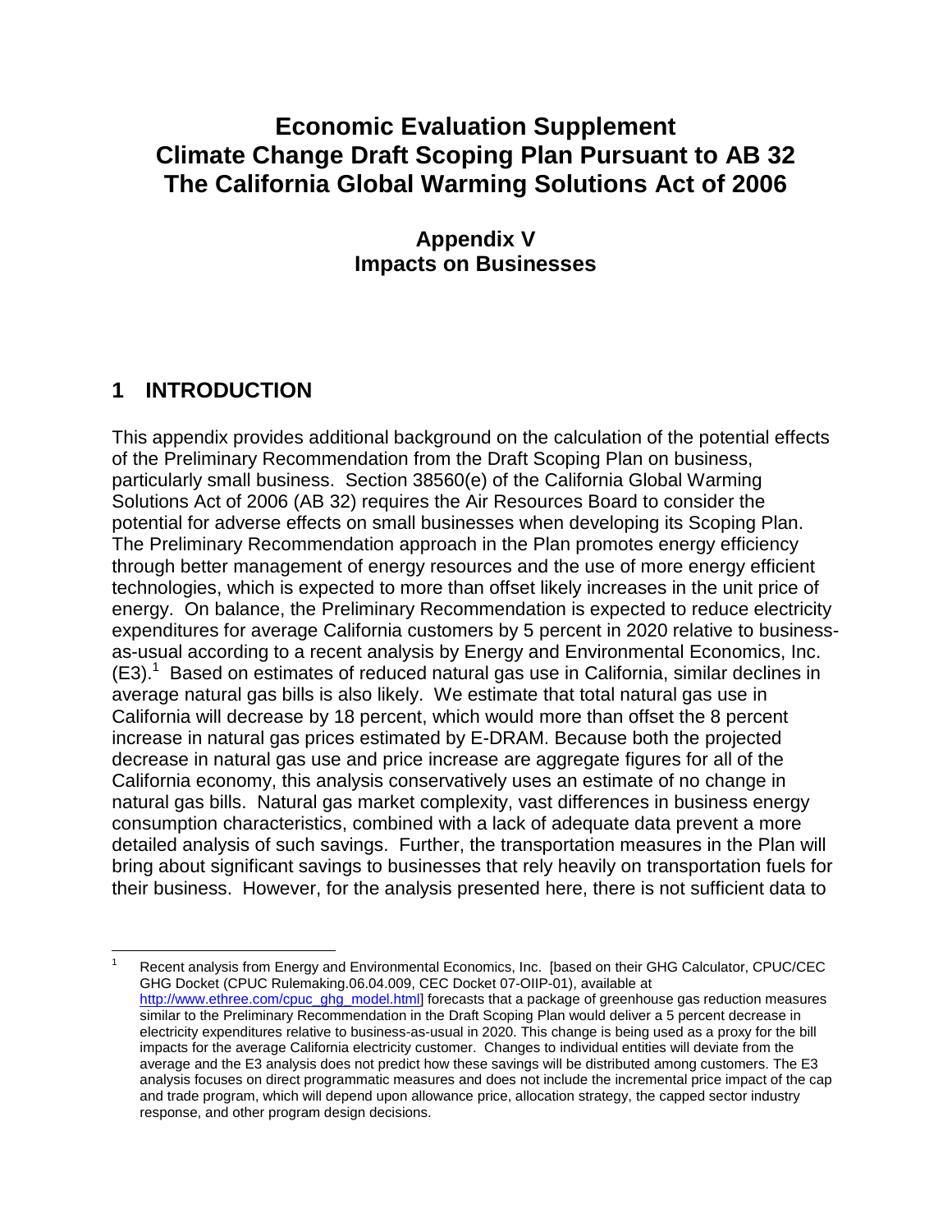# Economic Evaluation Supplement
# Climate Change Draft Scoping Plan Pursuant to AB 32
# The California Global Warming Solutions Act of 2006

## Appendix V
## Impacts on Businesses

## 1 INTRODUCTION

This appendix provides additional background on the calculation of the potential effects of the Preliminary Recommendation from the Draft Scoping Plan on business, particularly small business. Section 38560(e) of the California Global Warming Solutions Act of 2006 (AB 32) requires the Air Resources Board to consider the potential for adverse effects on small businesses when developing its Scoping Plan. The Preliminary Recommendation approach in the Plan promotes energy efficiency through better management of energy resources and the use of more energy efficient technologies, which is expected to more than offset likely increases in the unit price of energy. On balance, the Preliminary Recommendation is expected to reduce electricity expenditures for average California customers by 5 percent in 2020 relative to business-as-usual according to a recent analysis by Energy and Environmental Economics, Inc. (E3).[1] Based on estimates of reduced natural gas use in California, similar declines in average natural gas bills is also likely. We estimate that total natural gas use in California will decrease by 18 percent, which would more than offset the 8 percent increase in natural gas prices estimated by E-DRAM. Because both the projected decrease in natural gas use and price increase are aggregate figures for all of the California economy, this analysis conservatively uses an estimate of no change in natural gas bills. Natural gas market complexity, vast differences in business energy consumption characteristics, combined with a lack of adequate data prevent a more detailed analysis of such savings. Further, the transportation measures in the Plan will bring about significant savings to businesses that rely heavily on transportation fuels for their business. However, for the analysis presented here, there is not sufficient data to

[1] Recent analysis from Energy and Environmental Economics, Inc. [based on their GHG Calculator, CPUC/CEC GHG Docket (CPUC Rulemaking.06.04.009, CEC Docket 07-OIIP-01), available at http://www.ethree.com/cpuc_ghg_model.html] forecasts that a package of greenhouse gas reduction measures similar to the Preliminary Recommendation in the Draft Scoping Plan would deliver a 5 percent decrease in electricity expenditures relative to business-as-usual in 2020. This change is being used as a proxy for the bill impacts for the average California electricity customer. Changes to individual entities will deviate from the average and the E3 analysis does not predict how these savings will be distributed among customers. The E3 analysis focuses on direct programmatic measures and does not include the incremental price impact of the cap and trade program, which will depend upon allowance price, allocation strategy, the capped sector industry response, and other program design decisions.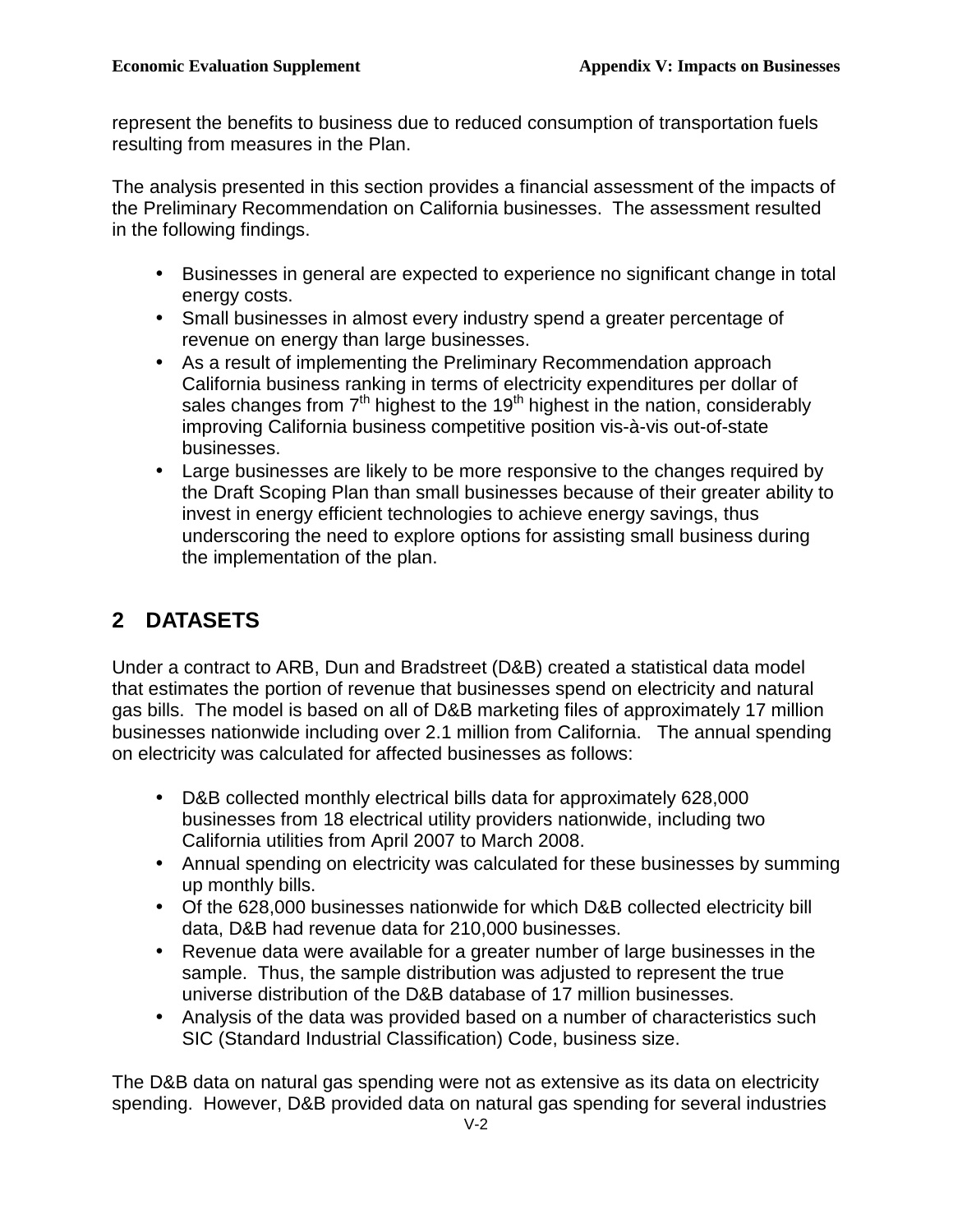represent the benefits to business due to reduced consumption of transportation fuels resulting from measures in the Plan.

The analysis presented in this section provides a financial assessment of the impacts of the Preliminary Recommendation on California businesses. The assessment resulted in the following findings.

- Businesses in general are expected to experience no significant change in total energy costs.
- Small businesses in almost every industry spend a greater percentage of revenue on energy than large businesses.
- As a result of implementing the Preliminary Recommendation approach California business ranking in terms of electricity expenditures per dollar of sales changes from 7th highest to the 19th highest in the nation, considerably improving California business competitive position vis-à-vis out-of-state businesses.
- Large businesses are likely to be more responsive to the changes required by the Draft Scoping Plan than small businesses because of their greater ability to invest in energy efficient technologies to achieve energy savings, thus underscoring the need to explore options for assisting small business during the implementation of the plan.

## 2 DATASETS

Under a contract to ARB, Dun and Bradstreet (D&B) created a statistical data model that estimates the portion of revenue that businesses spend on electricity and natural gas bills. The model is based on all of D&B marketing files of approximately 17 million businesses nationwide including over 2.1 million from California. The annual spending on electricity was calculated for affected businesses as follows:

- D&B collected monthly electrical bills data for approximately 628,000 businesses from 18 electrical utility providers nationwide, including two California utilities from April 2007 to March 2008.
- Annual spending on electricity was calculated for these businesses by summing up monthly bills.
- Of the 628,000 businesses nationwide for which D&B collected electricity bill data, D&B had revenue data for 210,000 businesses.
- Revenue data were available for a greater number of large businesses in the sample. Thus, the sample distribution was adjusted to represent the true universe distribution of the D&B database of 17 million businesses.
- Analysis of the data was provided based on a number of characteristics such SIC (Standard Industrial Classification) Code, business size.

The D&B data on natural gas spending were not as extensive as its data on electricity spending. However, D&B provided data on natural gas spending for several industries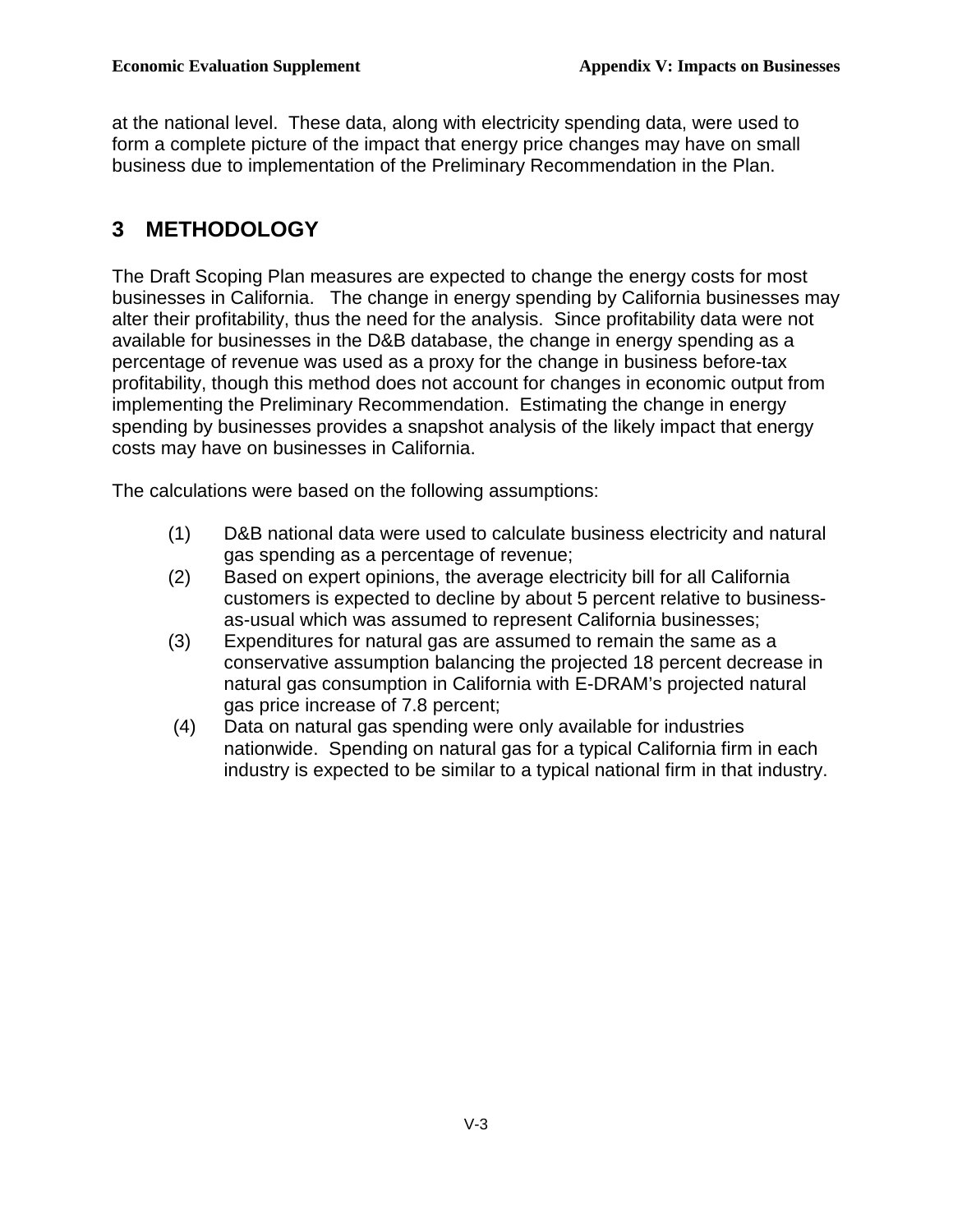at the national level. These data, along with electricity spending data, were used to form a complete picture of the impact that energy price changes may have on small business due to implementation of the Preliminary Recommendation in the Plan.

## 3 METHODOLOGY

The Draft Scoping Plan measures are expected to change the energy costs for most businesses in California. The change in energy spending by California businesses may alter their profitability, thus the need for the analysis. Since profitability data were not available for businesses in the D&B database, the change in energy spending as a percentage of revenue was used as a proxy for the change in business before-tax profitability, though this method does not account for changes in economic output from implementing the Preliminary Recommendation. Estimating the change in energy spending by businesses provides a snapshot analysis of the likely impact that energy costs may have on businesses in California.

The calculations were based on the following assumptions:

(1) D&B national data were used to calculate business electricity and natural gas spending as a percentage of revenue;

(2) Based on expert opinions, the average electricity bill for all California customers is expected to decline by about 5 percent relative to business-as-usual which was assumed to represent California businesses;

(3) Expenditures for natural gas are assumed to remain the same as a conservative assumption balancing the projected 18 percent decrease in natural gas consumption in California with E-DRAM's projected natural gas price increase of 7.8 percent;

(4) Data on natural gas spending were only available for industries nationwide. Spending on natural gas for a typical California firm in each industry is expected to be similar to a typical national firm in that industry.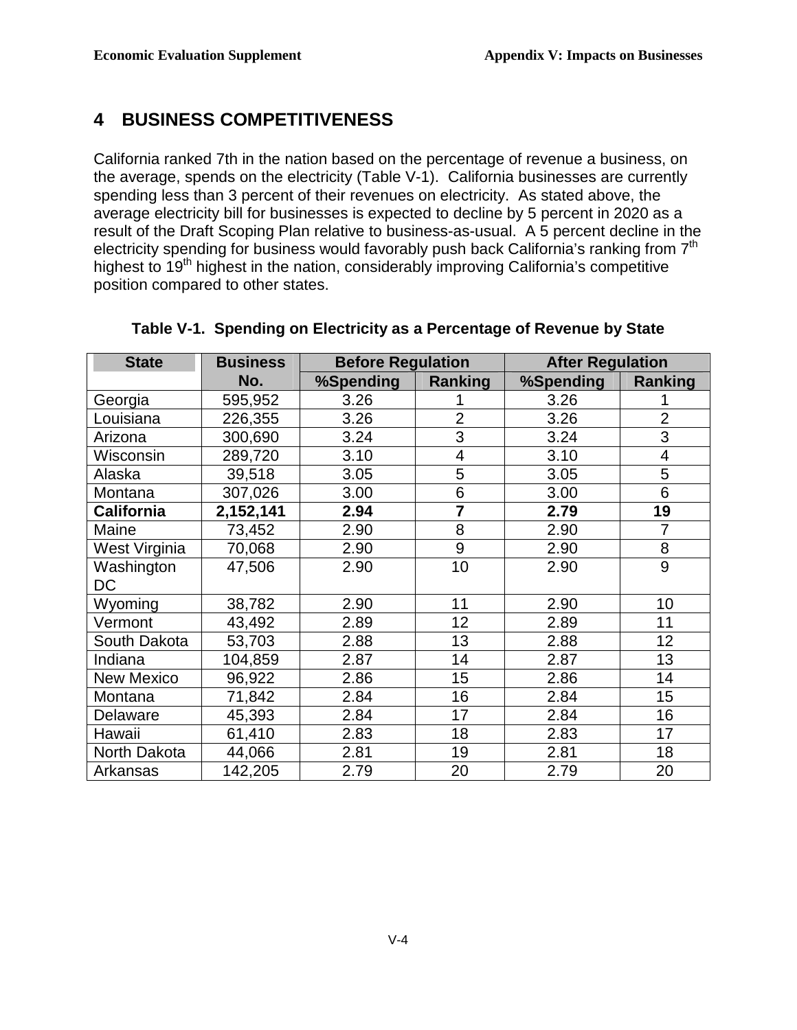## 4 BUSINESS COMPETITIVENESS

California ranked 7th in the nation based on the percentage of revenue a business, on the average, spends on the electricity (Table V-1). California businesses are currently spending less than 3 percent of their revenues on electricity. As stated above, the average electricity bill for businesses is expected to decline by 5 percent in 2020 as a result of the Draft Scoping Plan relative to business-as-usual. A 5 percent decline in the electricity spending for business would favorably push back California's ranking from 7th highest to 19th highest in the nation, considerably improving California's competitive position compared to other states.

**Table V-1. Spending on Electricity as a Percentage of Revenue by State**

| State | Business No. | Before Regulation | | After Regulation | |
|---|---|---|---|---|---|
| | | %Spending | Ranking | %Spending | Ranking |
| Georgia | 595,952 | 3.26 | 1 | 3.26 | 1 |
| Louisiana | 226,355 | 3.26 | 2 | 3.26 | 2 |
| Arizona | 300,690 | 3.24 | 3 | 3.24 | 3 |
| Wisconsin | 289,720 | 3.10 | 4 | 3.10 | 4 |
| Alaska | 39,518 | 3.05 | 5 | 3.05 | 5 |
| Montana | 307,026 | 3.00 | 6 | 3.00 | 6 |
| **California** | **2,152,141** | **2.94** | **7** | **2.79** | **19** |
| Maine | 73,452 | 2.90 | 8 | 2.90 | 7 |
| West Virginia | 70,068 | 2.90 | 9 | 2.90 | 8 |
| Washington DC | 47,506 | 2.90 | 10 | 2.90 | 9 |
| Wyoming | 38,782 | 2.90 | 11 | 2.90 | 10 |
| Vermont | 43,492 | 2.89 | 12 | 2.89 | 11 |
| South Dakota | 53,703 | 2.88 | 13 | 2.88 | 12 |
| Indiana | 104,859 | 2.87 | 14 | 2.87 | 13 |
| New Mexico | 96,922 | 2.86 | 15 | 2.86 | 14 |
| Montana | 71,842 | 2.84 | 16 | 2.84 | 15 |
| Delaware | 45,393 | 2.84 | 17 | 2.84 | 16 |
| Hawaii | 61,410 | 2.83 | 18 | 2.83 | 17 |
| North Dakota | 44,066 | 2.81 | 19 | 2.81 | 18 |
| Arkansas | 142,205 | 2.79 | 20 | 2.79 | 20 |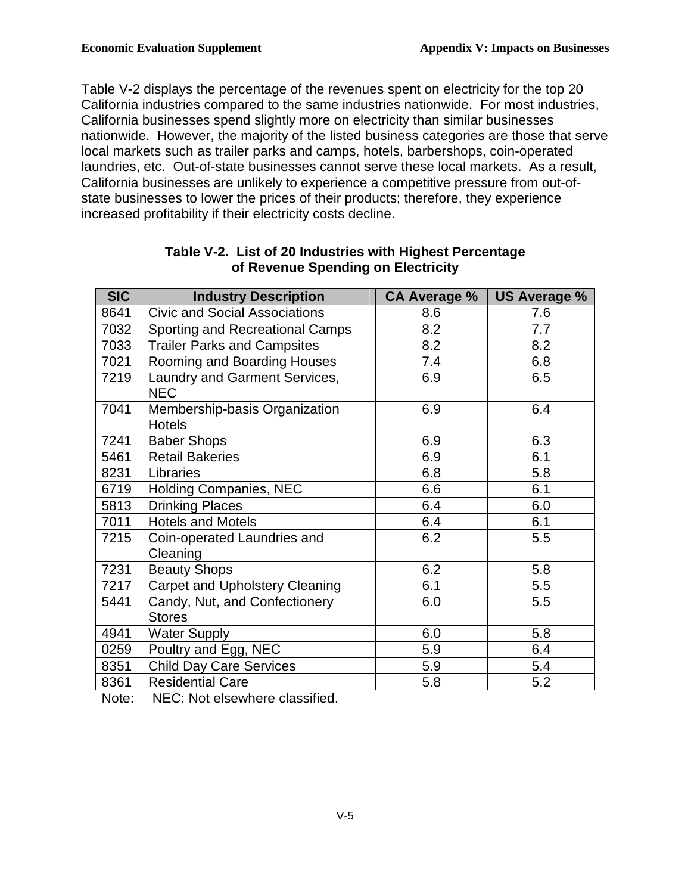Table V-2 displays the percentage of the revenues spent on electricity for the top 20 California industries compared to the same industries nationwide. For most industries, California businesses spend slightly more on electricity than similar businesses nationwide. However, the majority of the listed business categories are those that serve local markets such as trailer parks and camps, hotels, barbershops, coin-operated laundries, etc. Out-of-state businesses cannot serve these local markets. As a result, California businesses are unlikely to experience a competitive pressure from out-of-state businesses to lower the prices of their products; therefore, they experience increased profitability if their electricity costs decline.

**Table V-2. List of 20 Industries with Highest Percentage of Revenue Spending on Electricity**

| SIC | Industry Description | CA Average % | US Average % |
|---|---|---|---|
| 8641 | Civic and Social Associations | 8.6 | 7.6 |
| 7032 | Sporting and Recreational Camps | 8.2 | 7.7 |
| 7033 | Trailer Parks and Campsites | 8.2 | 8.2 |
| 7021 | Rooming and Boarding Houses | 7.4 | 6.8 |
| 7219 | Laundry and Garment Services, NEC | 6.9 | 6.5 |
| 7041 | Membership-basis Organization Hotels | 6.9 | 6.4 |
| 7241 | Baber Shops | 6.9 | 6.3 |
| 5461 | Retail Bakeries | 6.9 | 6.1 |
| 8231 | Libraries | 6.8 | 5.8 |
| 6719 | Holding Companies, NEC | 6.6 | 6.1 |
| 5813 | Drinking Places | 6.4 | 6.0 |
| 7011 | Hotels and Motels | 6.4 | 6.1 |
| 7215 | Coin-operated Laundries and Cleaning | 6.2 | 5.5 |
| 7231 | Beauty Shops | 6.2 | 5.8 |
| 7217 | Carpet and Upholstery Cleaning | 6.1 | 5.5 |
| 5441 | Candy, Nut, and Confectionery Stores | 6.0 | 5.5 |
| 4941 | Water Supply | 6.0 | 5.8 |
| 0259 | Poultry and Egg, NEC | 5.9 | 6.4 |
| 8351 | Child Day Care Services | 5.9 | 5.4 |
| 8361 | Residential Care | 5.8 | 5.2 |

Note: NEC: Not elsewhere classified.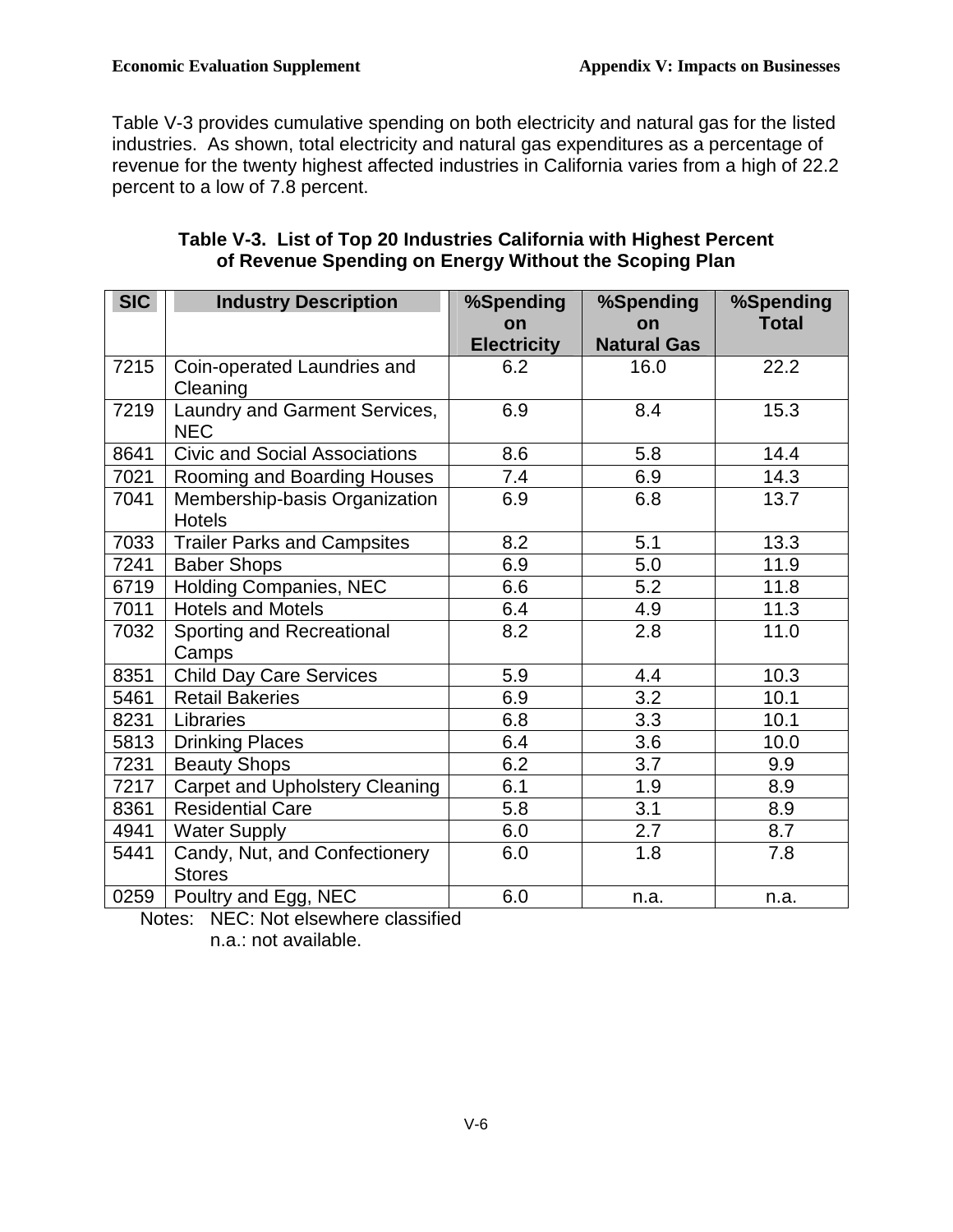Table V-3 provides cumulative spending on both electricity and natural gas for the listed industries. As shown, total electricity and natural gas expenditures as a percentage of revenue for the twenty highest affected industries in California varies from a high of 22.2 percent to a low of 7.8 percent.

**Table V-3. List of Top 20 Industries California with Highest Percent of Revenue Spending on Energy Without the Scoping Plan**

| SIC | Industry Description | %Spending on Electricity | %Spending on Natural Gas | %Spending Total |
|---|---|---|---|---|
| 7215 | Coin-operated Laundries and Cleaning | 6.2 | 16.0 | 22.2 |
| 7219 | Laundry and Garment Services, NEC | 6.9 | 8.4 | 15.3 |
| 8641 | Civic and Social Associations | 8.6 | 5.8 | 14.4 |
| 7021 | Rooming and Boarding Houses | 7.4 | 6.9 | 14.3 |
| 7041 | Membership-basis Organization Hotels | 6.9 | 6.8 | 13.7 |
| 7033 | Trailer Parks and Campsites | 8.2 | 5.1 | 13.3 |
| 7241 | Baber Shops | 6.9 | 5.0 | 11.9 |
| 6719 | Holding Companies, NEC | 6.6 | 5.2 | 11.8 |
| 7011 | Hotels and Motels | 6.4 | 4.9 | 11.3 |
| 7032 | Sporting and Recreational Camps | 8.2 | 2.8 | 11.0 |
| 8351 | Child Day Care Services | 5.9 | 4.4 | 10.3 |
| 5461 | Retail Bakeries | 6.9 | 3.2 | 10.1 |
| 8231 | Libraries | 6.8 | 3.3 | 10.1 |
| 5813 | Drinking Places | 6.4 | 3.6 | 10.0 |
| 7231 | Beauty Shops | 6.2 | 3.7 | 9.9 |
| 7217 | Carpet and Upholstery Cleaning | 6.1 | 1.9 | 8.9 |
| 8361 | Residential Care | 5.8 | 3.1 | 8.9 |
| 4941 | Water Supply | 6.0 | 2.7 | 8.7 |
| 5441 | Candy, Nut, and Confectionery Stores | 6.0 | 1.8 | 7.8 |
| 0259 | Poultry and Egg, NEC | 6.0 | n.a. | n.a. |

Notes: NEC: Not elsewhere classified
n.a.: not available.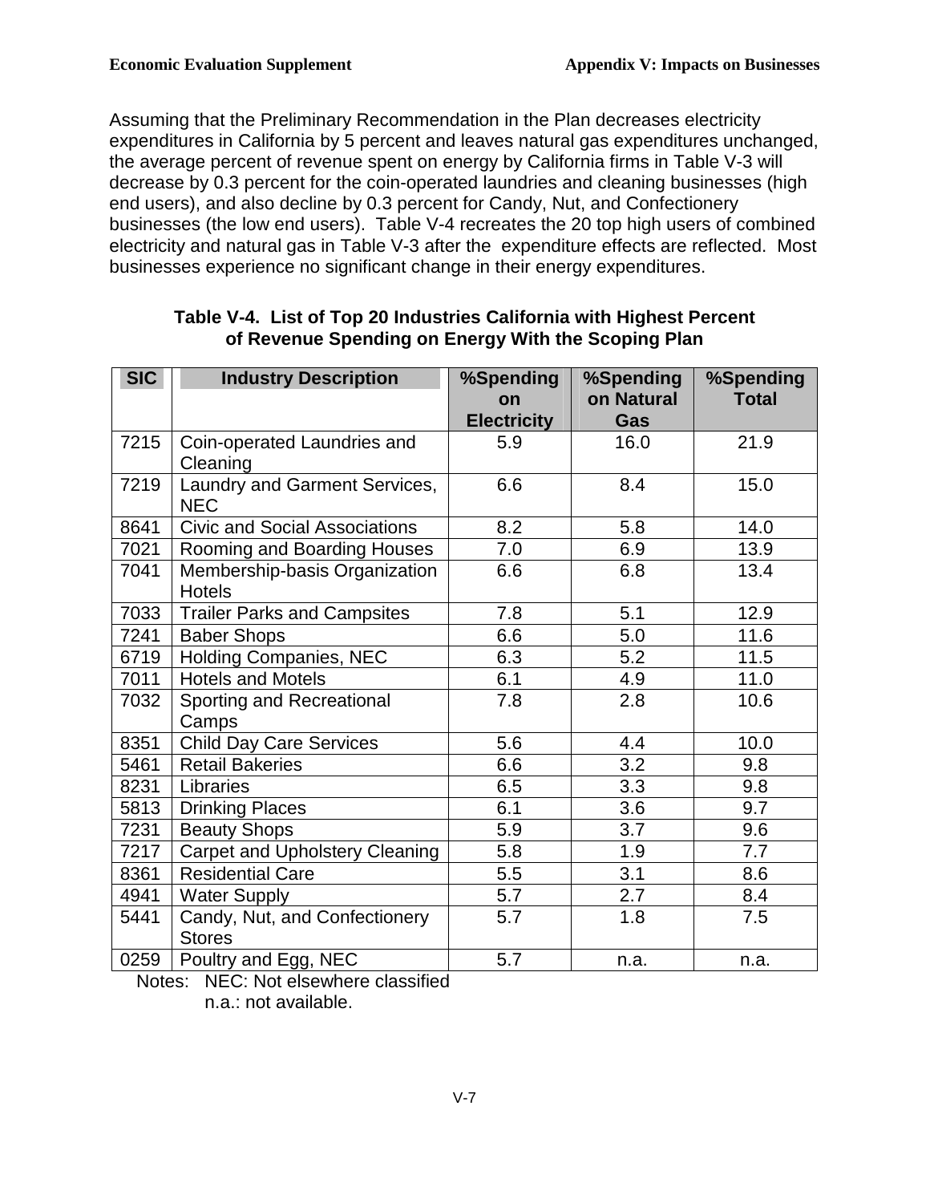Assuming that the Preliminary Recommendation in the Plan decreases electricity expenditures in California by 5 percent and leaves natural gas expenditures unchanged, the average percent of revenue spent on energy by California firms in Table V-3 will decrease by 0.3 percent for the coin-operated laundries and cleaning businesses (high end users), and also decline by 0.3 percent for Candy, Nut, and Confectionery businesses (the low end users). Table V-4 recreates the 20 top high users of combined electricity and natural gas in Table V-3 after the expenditure effects are reflected. Most businesses experience no significant change in their energy expenditures.

**Table V-4. List of Top 20 Industries California with Highest Percent of Revenue Spending on Energy With the Scoping Plan**

| SIC | Industry Description | %Spending on Electricity | %Spending on Natural Gas | %Spending Total |
|---|---|---|---|---|
| 7215 | Coin-operated Laundries and Cleaning | 5.9 | 16.0 | 21.9 |
| 7219 | Laundry and Garment Services, NEC | 6.6 | 8.4 | 15.0 |
| 8641 | Civic and Social Associations | 8.2 | 5.8 | 14.0 |
| 7021 | Rooming and Boarding Houses | 7.0 | 6.9 | 13.9 |
| 7041 | Membership-basis Organization Hotels | 6.6 | 6.8 | 13.4 |
| 7033 | Trailer Parks and Campsites | 7.8 | 5.1 | 12.9 |
| 7241 | Baber Shops | 6.6 | 5.0 | 11.6 |
| 6719 | Holding Companies, NEC | 6.3 | 5.2 | 11.5 |
| 7011 | Hotels and Motels | 6.1 | 4.9 | 11.0 |
| 7032 | Sporting and Recreational Camps | 7.8 | 2.8 | 10.6 |
| 8351 | Child Day Care Services | 5.6 | 4.4 | 10.0 |
| 5461 | Retail Bakeries | 6.6 | 3.2 | 9.8 |
| 8231 | Libraries | 6.5 | 3.3 | 9.8 |
| 5813 | Drinking Places | 6.1 | 3.6 | 9.7 |
| 7231 | Beauty Shops | 5.9 | 3.7 | 9.6 |
| 7217 | Carpet and Upholstery Cleaning | 5.8 | 1.9 | 7.7 |
| 8361 | Residential Care | 5.5 | 3.1 | 8.6 |
| 4941 | Water Supply | 5.7 | 2.7 | 8.4 |
| 5441 | Candy, Nut, and Confectionery Stores | 5.7 | 1.8 | 7.5 |
| 0259 | Poultry and Egg, NEC | 5.7 | n.a. | n.a. |

Notes: NEC: Not elsewhere classified
n.a.: not available.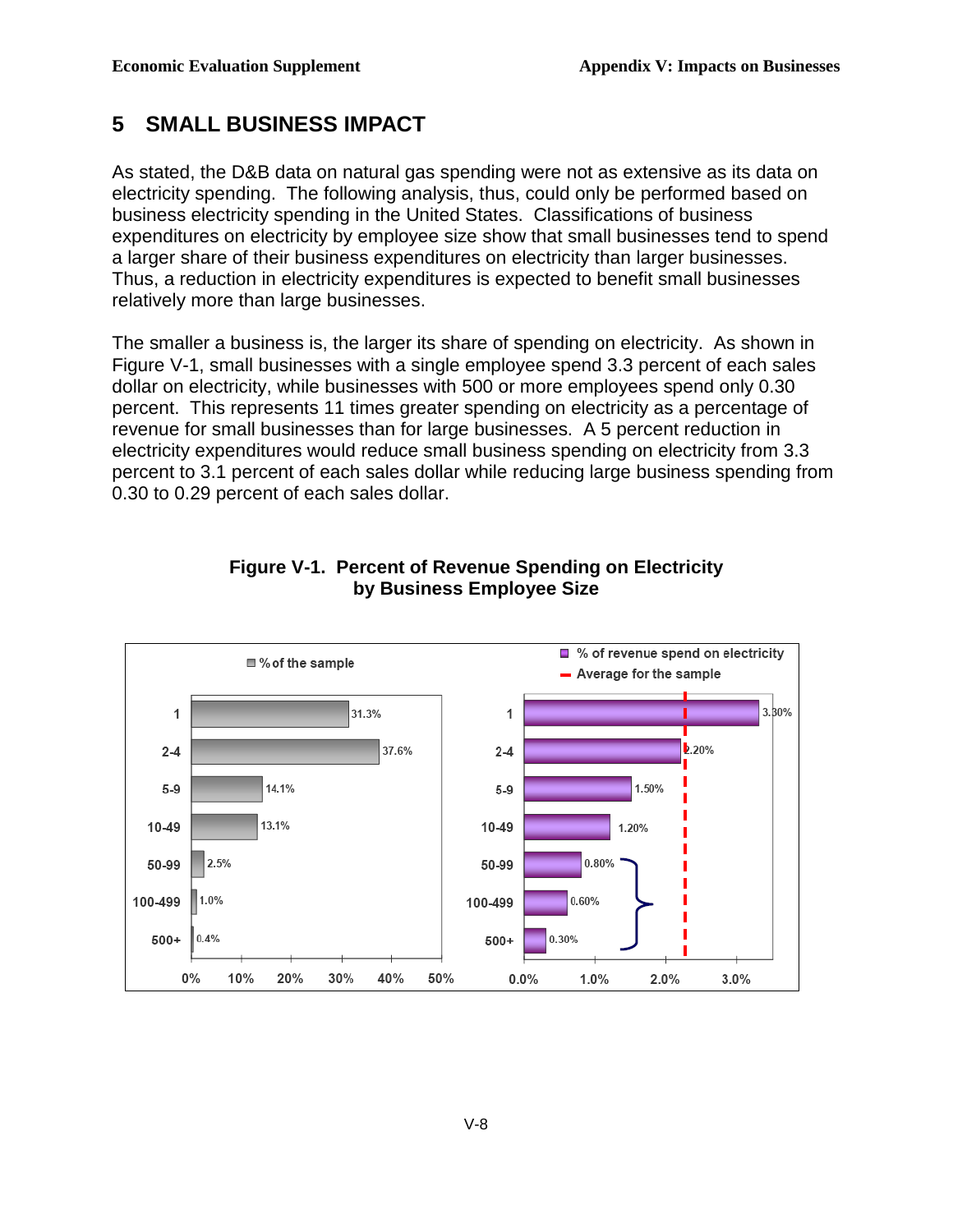# 5 SMALL BUSINESS IMPACT

As stated, the D&B data on natural gas spending were not as extensive as its data on electricity spending. The following analysis, thus, could only be performed based on business electricity spending in the United States. Classifications of business expenditures on electricity by employee size show that small businesses tend to spend a larger share of their business expenditures on electricity than larger businesses. Thus, a reduction in electricity expenditures is expected to benefit small businesses relatively more than large businesses.

The smaller a business is, the larger its share of spending on electricity. As shown in Figure V-1, small businesses with a single employee spend 3.3 percent of each sales dollar on electricity, while businesses with 500 or more employees spend only 0.30 percent. This represents 11 times greater spending on electricity as a percentage of revenue for small businesses than for large businesses. A 5 percent reduction in electricity expenditures would reduce small business spending on electricity from 3.3 percent to 3.1 percent of each sales dollar while reducing large business spending from 0.30 to 0.29 percent of each sales dollar.

**Figure V-1. Percent of Revenue Spending on Electricity by Business Employee Size**

| Employee size | % of the sample | % of revenue spend on electricity |
|---|---|---|
| 1 | 31.3% | 3.30% |
| 2-4 | 37.6% | 2.20% |
| 5-9 | 14.1% | 1.50% |
| 10-49 | 13.1% | 1.20% |
| 50-99 | 2.5% | 0.80% |
| 100-499 | 1.0% | 0.60% |
| 500+ | 0.4% | 0.30% |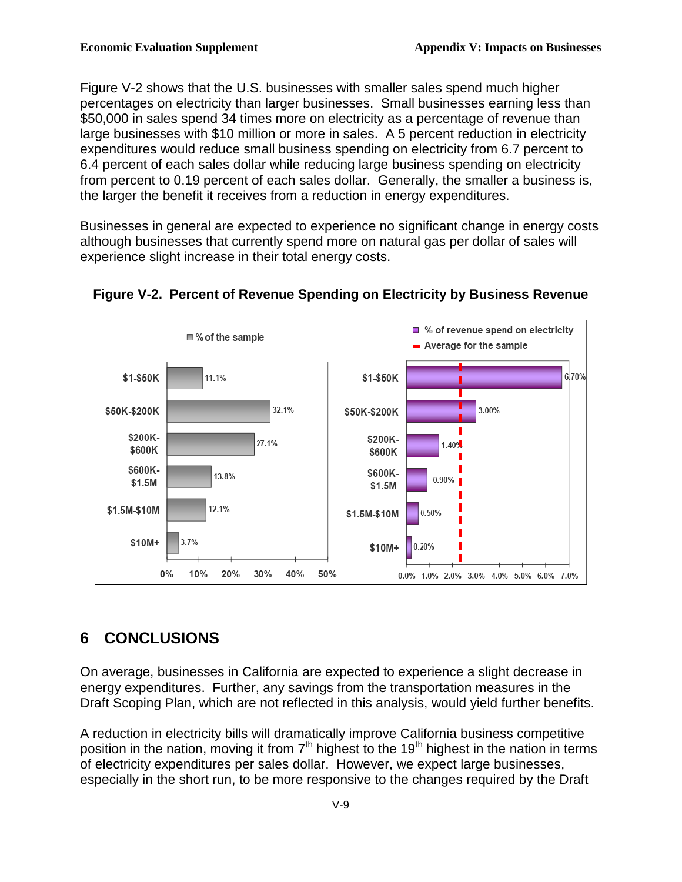Figure V-2 shows that the U.S. businesses with smaller sales spend much higher percentages on electricity than larger businesses. Small businesses earning less than $50,000 in sales spend 34 times more on electricity as a percentage of revenue than large businesses with $10 million or more in sales. A 5 percent reduction in electricity expenditures would reduce small business spending on electricity from 6.7 percent to 6.4 percent of each sales dollar while reducing large business spending on electricity from percent to 0.19 percent of each sales dollar. Generally, the smaller a business is, the larger the benefit it receives from a reduction in energy expenditures.

Businesses in general are expected to experience no significant change in energy costs although businesses that currently spend more on natural gas per dollar of sales will experience slight increase in their total energy costs.

**Figure V-2. Percent of Revenue Spending on Electricity by Business Revenue**

| Business Revenue | % of the sample | % of revenue spend on electricity |
|---|---|---|
| $1-$50K | 11.1% | 6.70% |
| $50K-$200K | 32.1% | 3.00% |
| $200K-$600K | 27.1% | 1.40% |
| $600K-$1.5M | 13.8% | 0.90% |
| $1.5M-$10M | 12.1% | 0.50% |
| $10M+ | 3.7% | 0.20% |

# 6 CONCLUSIONS

On average, businesses in California are expected to experience a slight decrease in energy expenditures. Further, any savings from the transportation measures in the Draft Scoping Plan, which are not reflected in this analysis, would yield further benefits.

A reduction in electricity bills will dramatically improve California business competitive position in the nation, moving it from 7th highest to the 19th highest in the nation in terms of electricity expenditures per sales dollar. However, we expect large businesses, especially in the short run, to be more responsive to the changes required by the Draft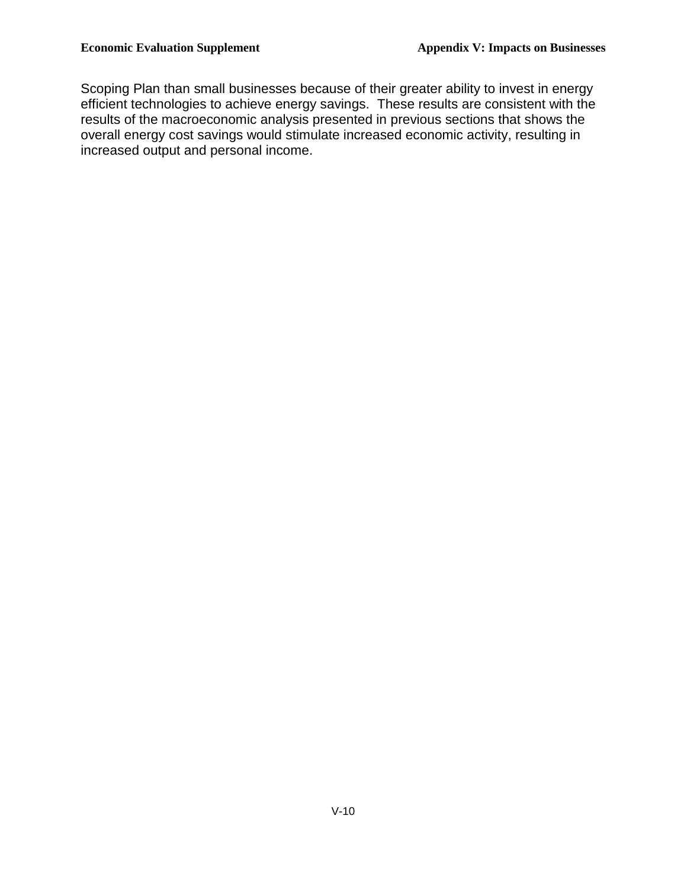Scoping Plan than small businesses because of their greater ability to invest in energy efficient technologies to achieve energy savings.  These results are consistent with the results of the macroeconomic analysis presented in previous sections that shows the overall energy cost savings would stimulate increased economic activity, resulting in increased output and personal income.